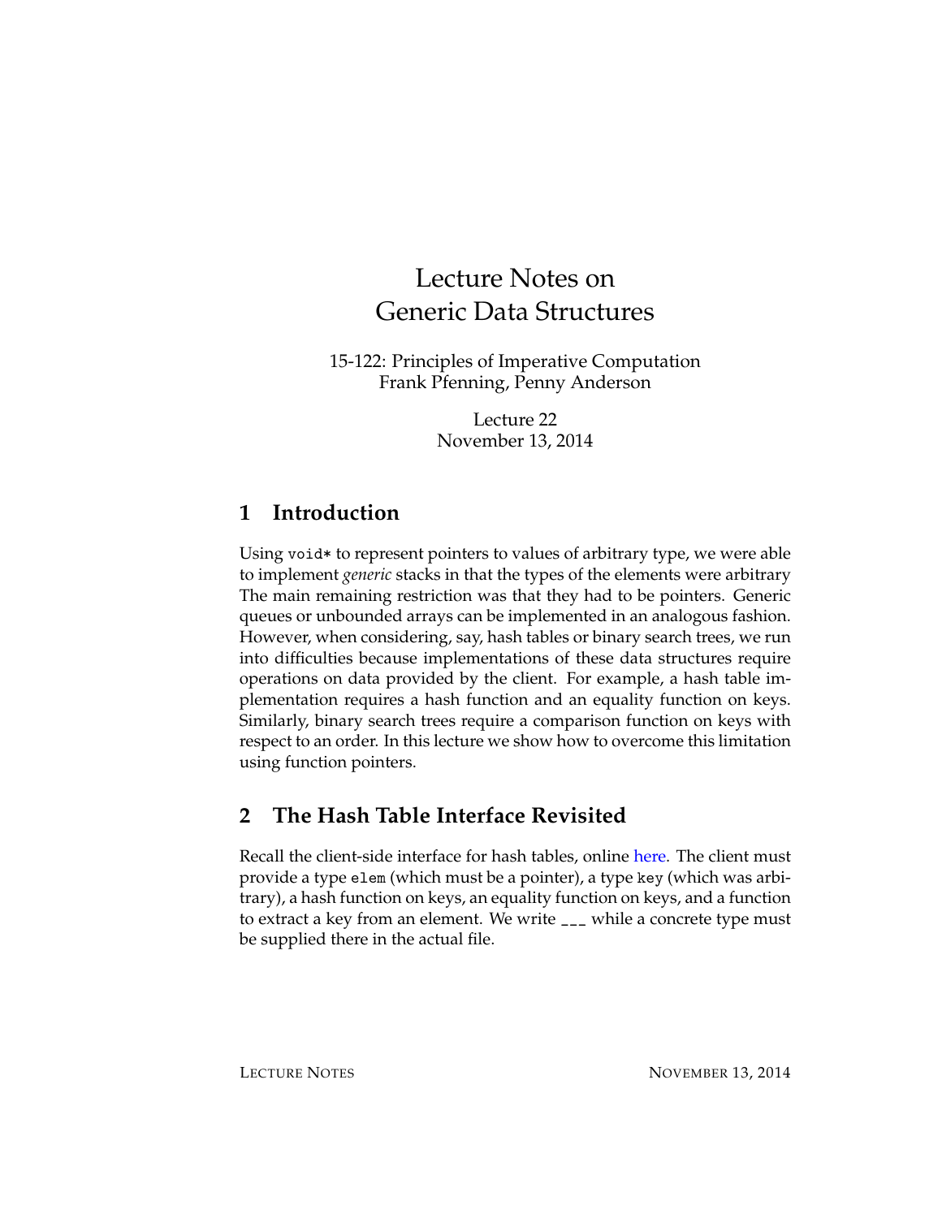# Lecture Notes on Generic Data Structures

15-122: Principles of Imperative Computation
Frank Pfenning, Penny Anderson

Lecture 22
November 13, 2014

## 1 Introduction

Using `void*` to represent pointers to values of arbitrary type, we were able to implement *generic* stacks in that the types of the elements were arbitrary The main remaining restriction was that they had to be pointers. Generic queues or unbounded arrays can be implemented in an analogous fashion. However, when considering, say, hash tables or binary search trees, we run into difficulties because implementations of these data structures require operations on data provided by the client. For example, a hash table implementation requires a hash function and an equality function on keys. Similarly, binary search trees require a comparison function on keys with respect to an order. In this lecture we show how to overcome this limitation using function pointers.

## 2 The Hash Table Interface Revisited

Recall the client-side interface for hash tables, online here. The client must provide a type `elem` (which must be a pointer), a type `key` (which was arbitrary), a hash function on keys, an equality function on keys, and a function to extract a key from an element. We write `___` while a concrete type must be supplied there in the actual file.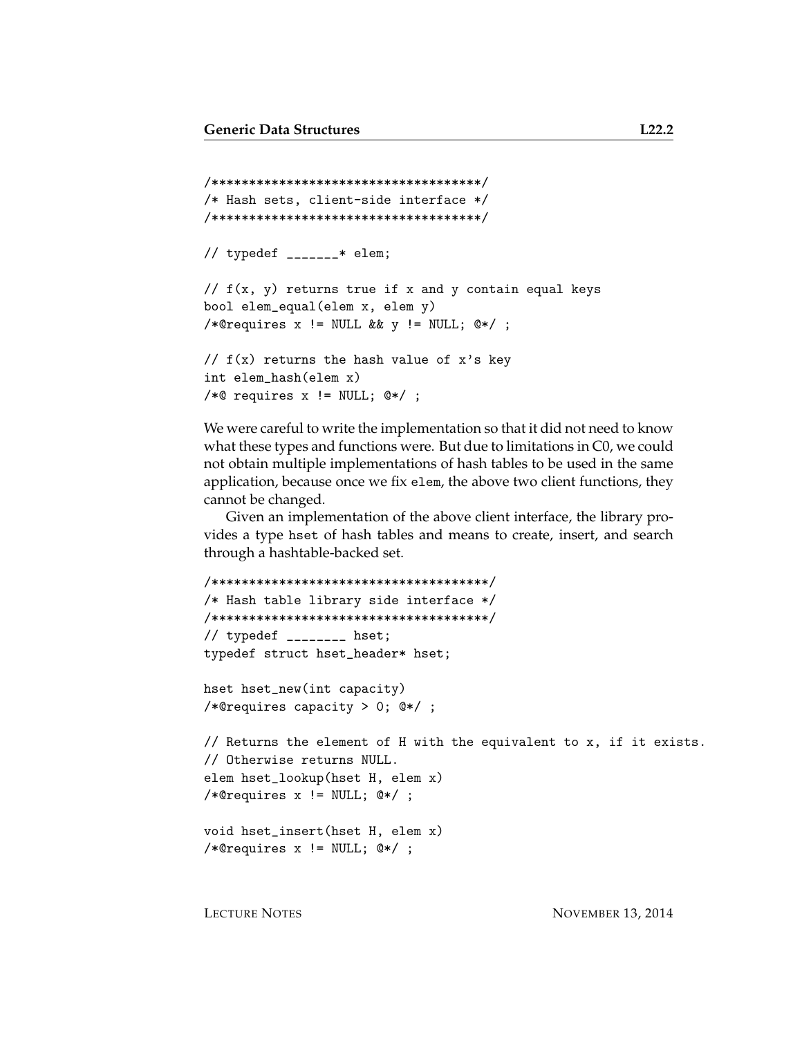```
/************************************/
/* Hash sets, client-side interface */
/************************************/

// typedef _______* elem;

// f(x, y) returns true if x and y contain equal keys
bool elem_equal(elem x, elem y)
/*@requires x != NULL && y != NULL; @*/ ;

// f(x) returns the hash value of x's key
int elem_hash(elem x)
/*@ requires x != NULL; @*/ ;
```

We were careful to write the implementation so that it did not need to know what these types and functions were. But due to limitations in C0, we could not obtain multiple implementations of hash tables to be used in the same application, because once we fix `elem`, the above two client functions, they cannot be changed.

Given an implementation of the above client interface, the library provides a type `hset` of hash tables and means to create, insert, and search through a hashtable-backed set.

```
/*************************************/
/* Hash table library side interface */
/*************************************/
// typedef ________ hset;
typedef struct hset_header* hset;

hset hset_new(int capacity)
/*@requires capacity > 0; @*/ ;

// Returns the element of H with the equivalent to x, if it exists.
// Otherwise returns NULL.
elem hset_lookup(hset H, elem x)
/*@requires x != NULL; @*/ ;

void hset_insert(hset H, elem x)
/*@requires x != NULL; @*/ ;
```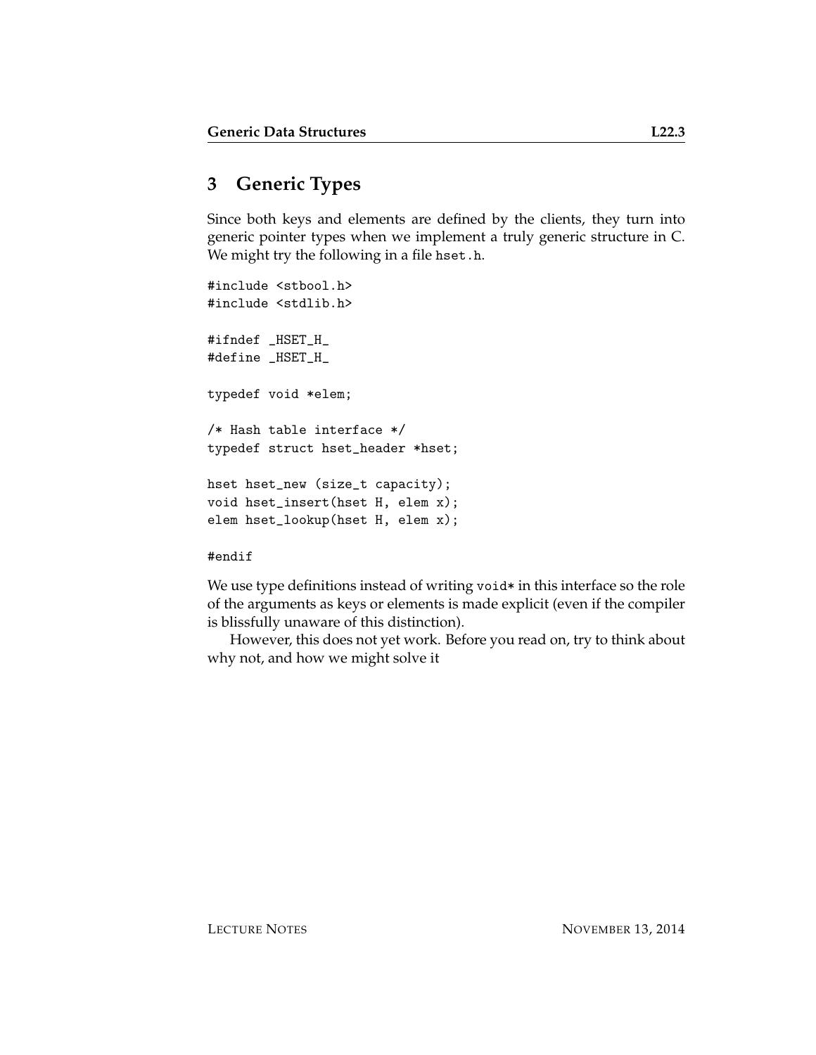## 3 Generic Types

Since both keys and elements are defined by the clients, they turn into generic pointer types when we implement a truly generic structure in C. We might try the following in a file `hset.h`.

```
#include <stbool.h>
#include <stdlib.h>

#ifndef _HSET_H_
#define _HSET_H_

typedef void *elem;

/* Hash table interface */
typedef struct hset_header *hset;

hset hset_new (size_t capacity);
void hset_insert(hset H, elem x);
elem hset_lookup(hset H, elem x);

#endif
```

We use type definitions instead of writing `void*` in this interface so the role of the arguments as keys or elements is made explicit (even if the compiler is blissfully unaware of this distinction).

However, this does not yet work. Before you read on, try to think about why not, and how we might solve it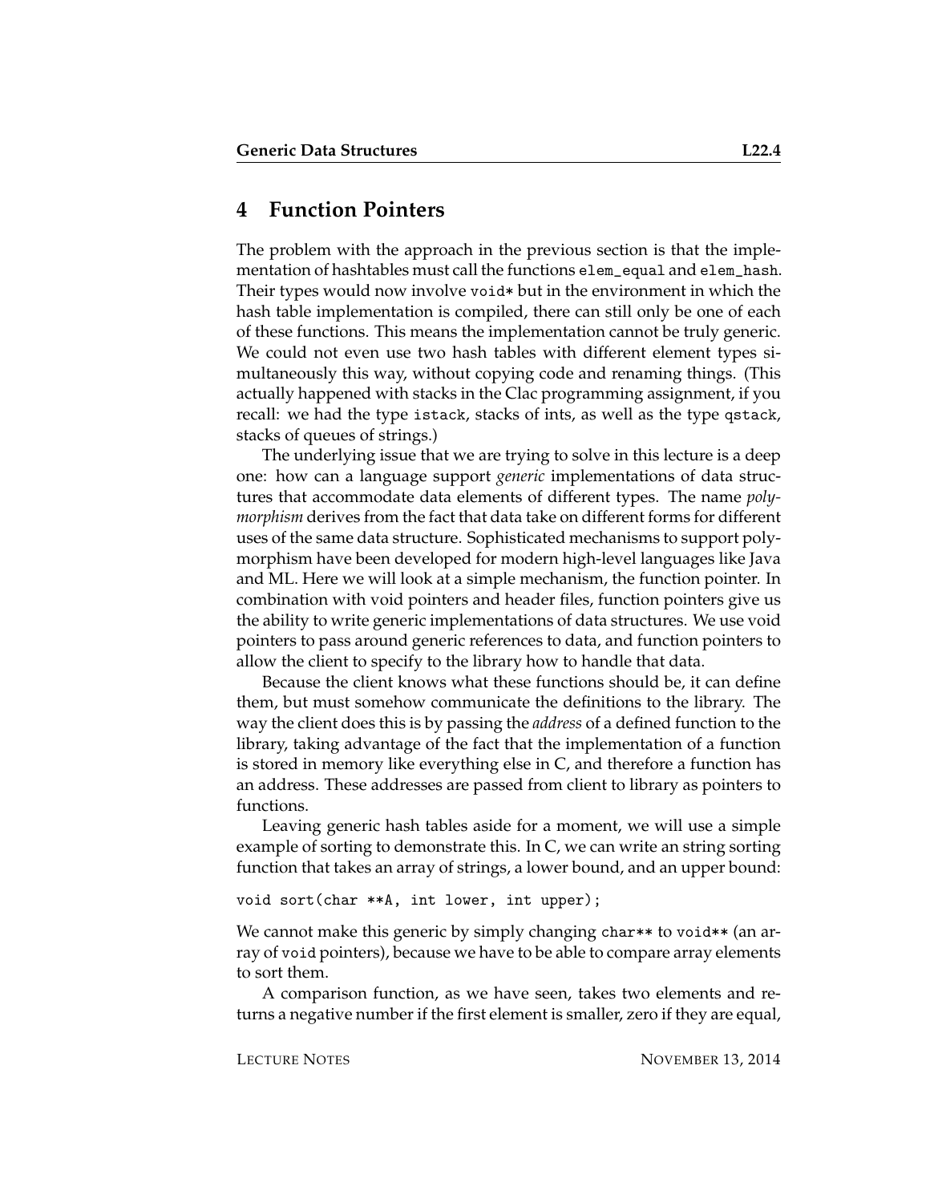## 4 Function Pointers

The problem with the approach in the previous section is that the implementation of hashtables must call the functions `elem_equal` and `elem_hash`. Their types would now involve `void*` but in the environment in which the hash table implementation is compiled, there can still only be one of each of these functions. This means the implementation cannot be truly generic. We could not even use two hash tables with different element types simultaneously this way, without copying code and renaming things. (This actually happened with stacks in the Clac programming assignment, if you recall: we had the type `istack`, stacks of ints, as well as the type `qstack`, stacks of queues of strings.)

The underlying issue that we are trying to solve in this lecture is a deep one: how can a language support *generic* implementations of data structures that accommodate data elements of different types. The name *polymorphism* derives from the fact that data take on different forms for different uses of the same data structure. Sophisticated mechanisms to support polymorphism have been developed for modern high-level languages like Java and ML. Here we will look at a simple mechanism, the function pointer. In combination with void pointers and header files, function pointers give us the ability to write generic implementations of data structures. We use void pointers to pass around generic references to data, and function pointers to allow the client to specify to the library how to handle that data.

Because the client knows what these functions should be, it can define them, but must somehow communicate the definitions to the library. The way the client does this is by passing the *address* of a defined function to the library, taking advantage of the fact that the implementation of a function is stored in memory like everything else in C, and therefore a function has an address. These addresses are passed from client to library as pointers to functions.

Leaving generic hash tables aside for a moment, we will use a simple example of sorting to demonstrate this. In C, we can write an string sorting function that takes an array of strings, a lower bound, and an upper bound:

```
void sort(char **A, int lower, int upper);
```

We cannot make this generic by simply changing `char**` to `void**` (an array of `void` pointers), because we have to be able to compare array elements to sort them.

A comparison function, as we have seen, takes two elements and returns a negative number if the first element is smaller, zero if they are equal,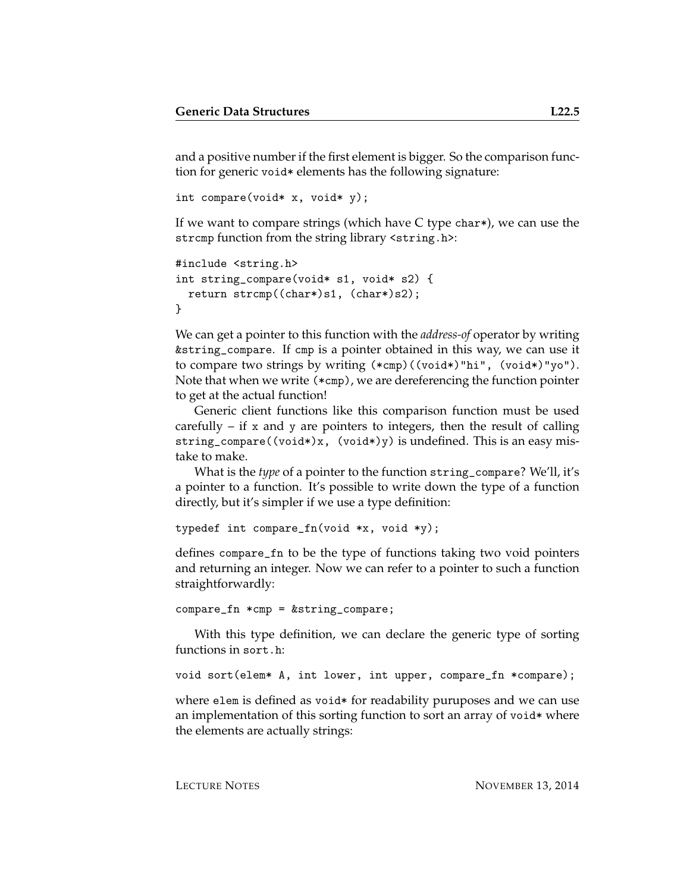and a positive number if the first element is bigger. So the comparison function for generic `void*` elements has the following signature:

```
int compare(void* x, void* y);
```

If we want to compare strings (which have C type `char*`), we can use the `strcmp` function from the string library `<string.h>`:

```
#include <string.h>
int string_compare(void* s1, void* s2) {
  return strcmp((char*)s1, (char*)s2);
}
```

We can get a pointer to this function with the *address-of* operator by writing `&string_compare`. If `cmp` is a pointer obtained in this way, we can use it to compare two strings by writing `(*cmp)((void*)"hi", (void*)"yo")`. Note that when we write `(*cmp)`, we are dereferencing the function pointer to get at the actual function!

Generic client functions like this comparison function must be used carefully – if `x` and `y` are pointers to integers, then the result of calling `string_compare((void*)x, (void*)y)` is undefined. This is an easy mistake to make.

What is the *type* of a pointer to the function `string_compare`? We'll, it's a pointer to a function. It's possible to write down the type of a function directly, but it's simpler if we use a type definition:

```
typedef int compare_fn(void *x, void *y);
```

defines `compare_fn` to be the type of functions taking two void pointers and returning an integer. Now we can refer to a pointer to such a function straightforwardly:

```
compare_fn *cmp = &string_compare;
```

With this type definition, we can declare the generic type of sorting functions in `sort.h`:

```
void sort(elem* A, int lower, int upper, compare_fn *compare);
```

where `elem` is defined as `void*` for readability puruposes and we can use an implementation of this sorting function to sort an array of `void*` where the elements are actually strings: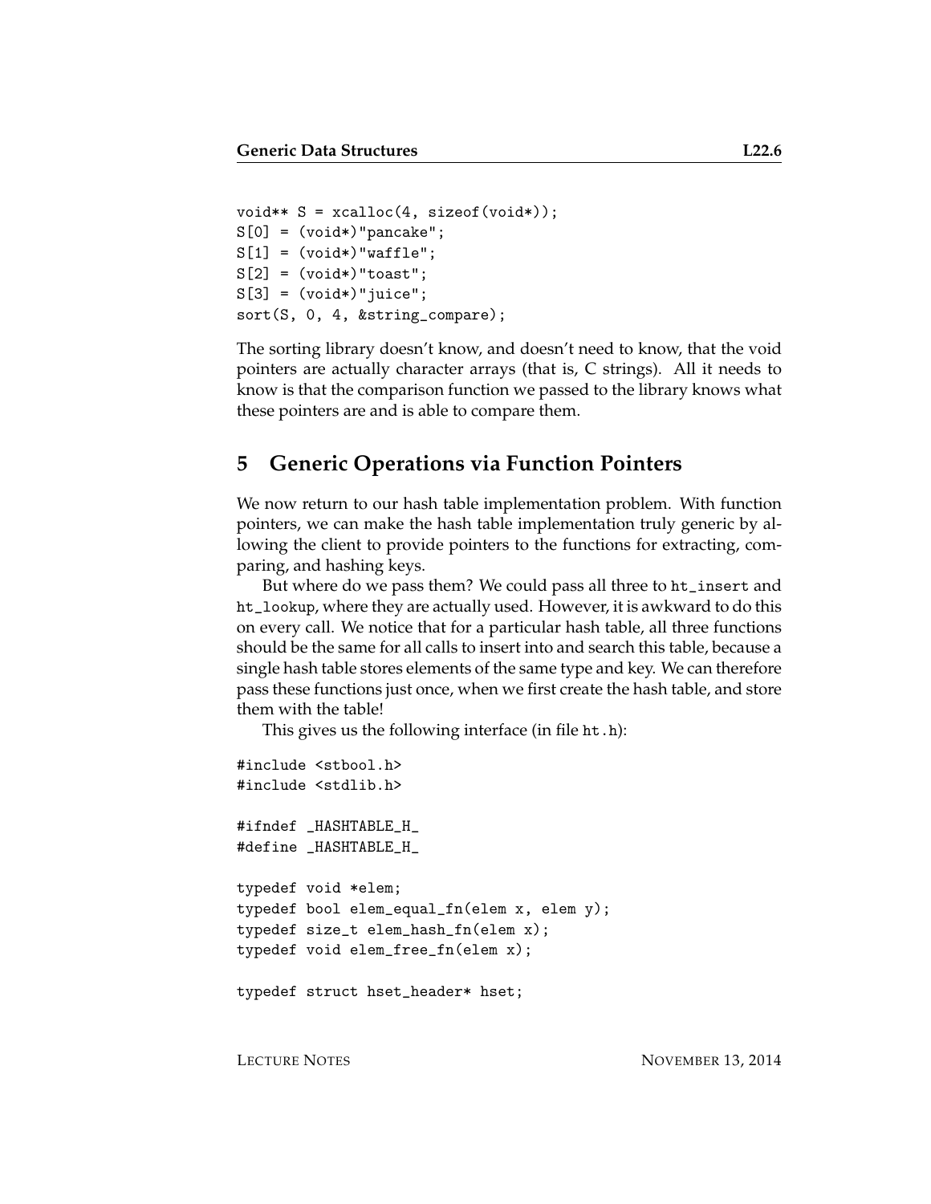```
void** S = xcalloc(4, sizeof(void*));
S[0] = (void*)"pancake";
S[1] = (void*)"waffle";
S[2] = (void*)"toast";
S[3] = (void*)"juice";
sort(S, 0, 4, &string_compare);
```

The sorting library doesn't know, and doesn't need to know, that the void pointers are actually character arrays (that is, C strings). All it needs to know is that the comparison function we passed to the library knows what these pointers are and is able to compare them.

## 5 Generic Operations via Function Pointers

We now return to our hash table implementation problem. With function pointers, we can make the hash table implementation truly generic by allowing the client to provide pointers to the functions for extracting, comparing, and hashing keys.

But where do we pass them? We could pass all three to `ht_insert` and `ht_lookup`, where they are actually used. However, it is awkward to do this on every call. We notice that for a particular hash table, all three functions should be the same for all calls to insert into and search this table, because a single hash table stores elements of the same type and key. We can therefore pass these functions just once, when we first create the hash table, and store them with the table!

This gives us the following interface (in file `ht.h`):

```
#include <stbool.h>
#include <stdlib.h>

#ifndef _HASHTABLE_H_
#define _HASHTABLE_H_

typedef void *elem;
typedef bool elem_equal_fn(elem x, elem y);
typedef size_t elem_hash_fn(elem x);
typedef void elem_free_fn(elem x);

typedef struct hset_header* hset;
```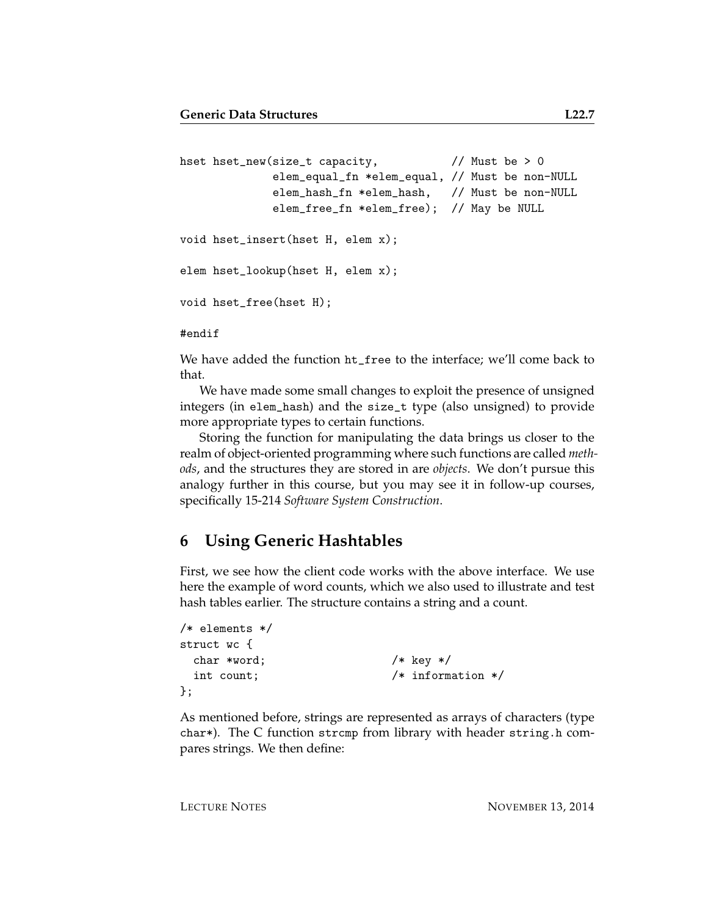```
hset hset_new(size_t capacity,           // Must be > 0
              elem_equal_fn *elem_equal, // Must be non-NULL
              elem_hash_fn *elem_hash,   // Must be non-NULL
              elem_free_fn *elem_free);  // May be NULL

void hset_insert(hset H, elem x);

elem hset_lookup(hset H, elem x);

void hset_free(hset H);

#endif
```

We have added the function `ht_free` to the interface; we'll come back to that.

We have made some small changes to exploit the presence of unsigned integers (in `elem_hash`) and the `size_t` type (also unsigned) to provide more appropriate types to certain functions.

Storing the function for manipulating the data brings us closer to the realm of object-oriented programming where such functions are called *methods*, and the structures they are stored in are *objects*. We don't pursue this analogy further in this course, but you may see it in follow-up courses, specifically 15-214 *Software System Construction*.

## 6 Using Generic Hashtables

First, we see how the client code works with the above interface. We use here the example of word counts, which we also used to illustrate and test hash tables earlier. The structure contains a string and a count.

```
/* elements */
struct wc {
  char *word;                  /* key */
  int count;                   /* information */
};
```

As mentioned before, strings are represented as arrays of characters (type `char*`). The C function `strcmp` from library with header `string.h` compares strings. We then define: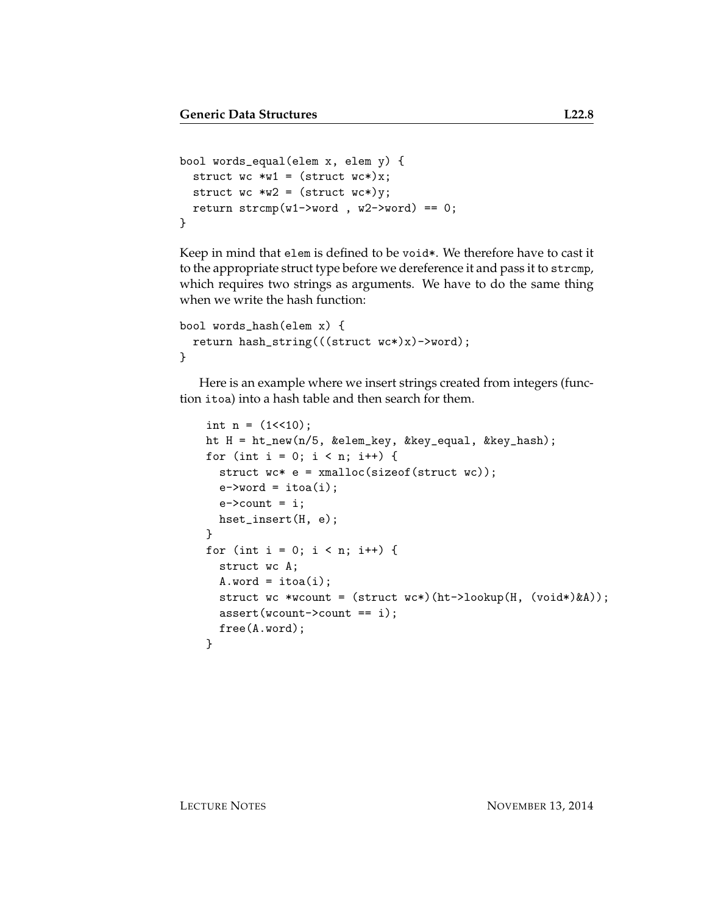```
bool words_equal(elem x, elem y) {
  struct wc *w1 = (struct wc*)x;
  struct wc *w2 = (struct wc*)y;
  return strcmp(w1->word , w2->word) == 0;
}
```

Keep in mind that `elem` is defined to be `void*`. We therefore have to cast it to the appropriate struct type before we dereference it and pass it to `strcmp`, which requires two strings as arguments. We have to do the same thing when we write the hash function:

```
bool words_hash(elem x) {
  return hash_string(((struct wc*)x)->word);
}
```

Here is an example where we insert strings created from integers (function `itoa`) into a hash table and then search for them.

```
int n = (1<<10);
ht H = ht_new(n/5, &elem_key, &key_equal, &key_hash);
for (int i = 0; i < n; i++) {
  struct wc* e = xmalloc(sizeof(struct wc));
  e->word = itoa(i);
  e->count = i;
  hset_insert(H, e);
}
for (int i = 0; i < n; i++) {
  struct wc A;
  A.word = itoa(i);
  struct wc *wcount = (struct wc*)(ht->lookup(H, (void*)&A));
  assert(wcount->count == i);
  free(A.word);
}
```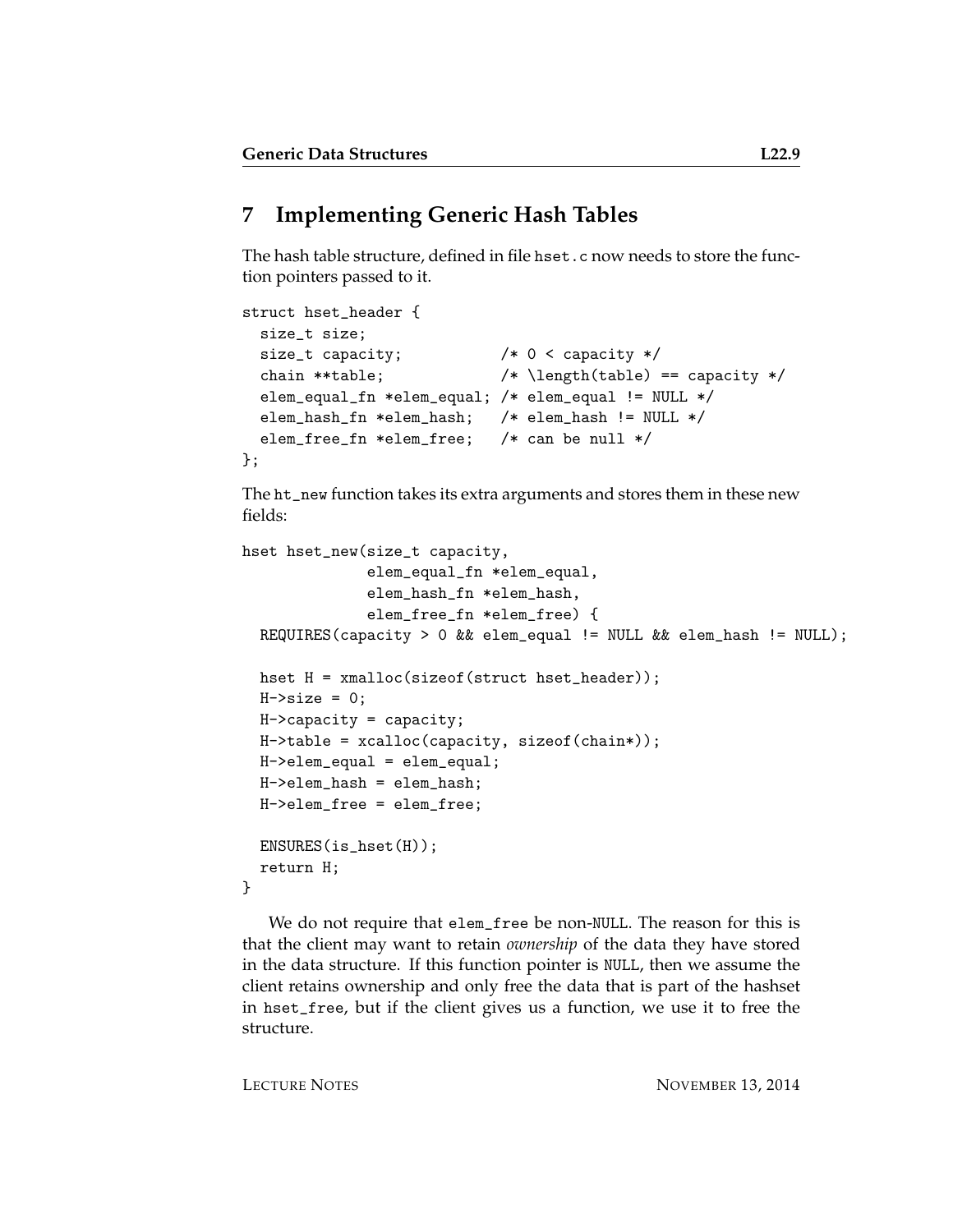## 7 Implementing Generic Hash Tables

The hash table structure, defined in file `hset.c` now needs to store the function pointers passed to it.

```
struct hset_header {
  size_t size;
  size_t capacity;           /* 0 < capacity */
  chain **table;             /* \length(table) == capacity */
  elem_equal_fn *elem_equal; /* elem_equal != NULL */
  elem_hash_fn *elem_hash;   /* elem_hash != NULL */
  elem_free_fn *elem_free;   /* can be null */
};
```

The `ht_new` function takes its extra arguments and stores them in these new fields:

```
hset hset_new(size_t capacity,
              elem_equal_fn *elem_equal,
              elem_hash_fn *elem_hash,
              elem_free_fn *elem_free) {
  REQUIRES(capacity > 0 && elem_equal != NULL && elem_hash != NULL);

  hset H = xmalloc(sizeof(struct hset_header));
  H->size = 0;
  H->capacity = capacity;
  H->table = xcalloc(capacity, sizeof(chain*));
  H->elem_equal = elem_equal;
  H->elem_hash = elem_hash;
  H->elem_free = elem_free;

  ENSURES(is_hset(H));
  return H;
}
```

We do not require that `elem_free` be non-`NULL`. The reason for this is that the client may want to retain *ownership* of the data they have stored in the data structure. If this function pointer is `NULL`, then we assume the client retains ownership and only free the data that is part of the hashset in `hset_free`, but if the client gives us a function, we use it to free the structure.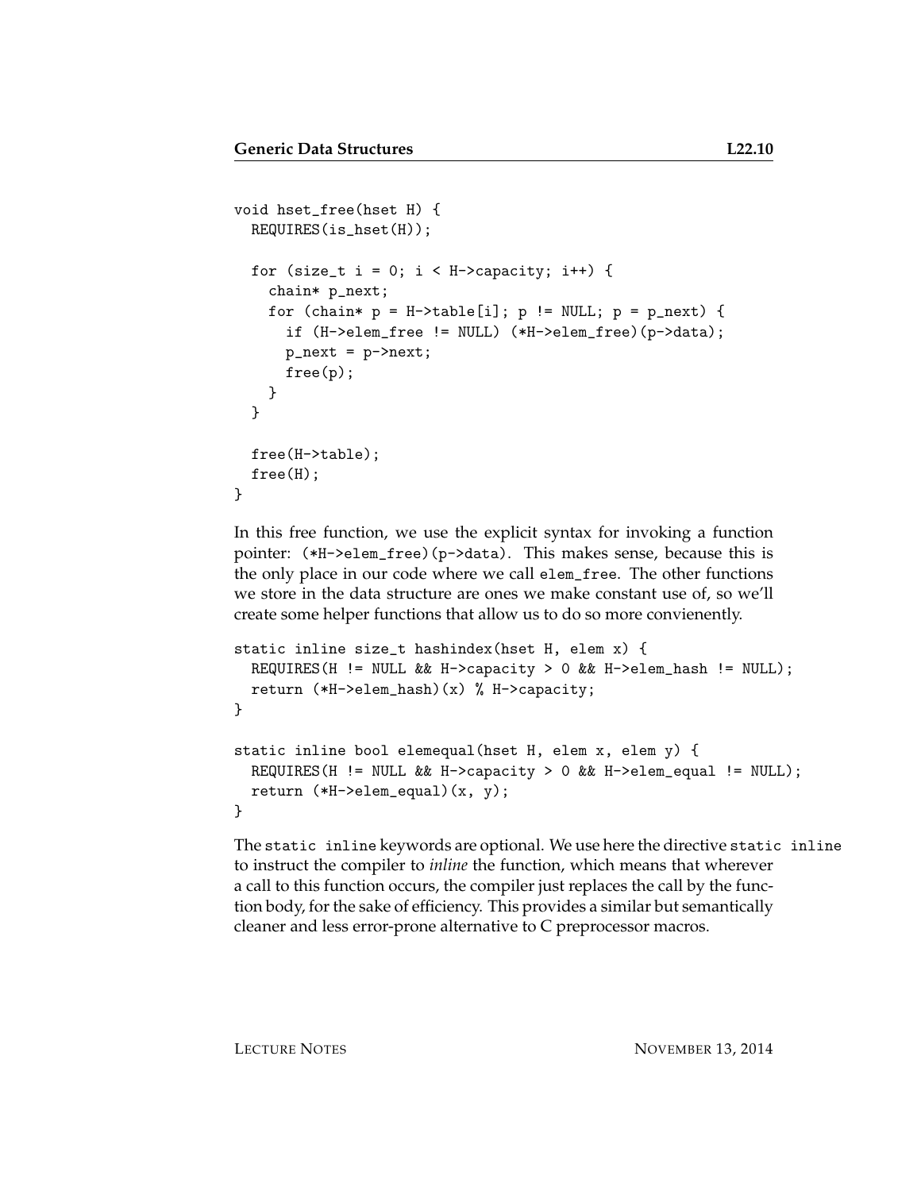```
void hset_free(hset H) {
  REQUIRES(is_hset(H));

  for (size_t i = 0; i < H->capacity; i++) {
    chain* p_next;
    for (chain* p = H->table[i]; p != NULL; p = p_next) {
      if (H->elem_free != NULL) (*H->elem_free)(p->data);
      p_next = p->next;
      free(p);
    }
  }

  free(H->table);
  free(H);
}
```

In this free function, we use the explicit syntax for invoking a function pointer: `(*H->elem_free)(p->data)`. This makes sense, because this is the only place in our code where we call `elem_free`. The other functions we store in the data structure are ones we make constant use of, so we'll create some helper functions that allow us to do so more convienently.

```
static inline size_t hashindex(hset H, elem x) {
  REQUIRES(H != NULL && H->capacity > 0 && H->elem_hash != NULL);
  return (*H->elem_hash)(x) % H->capacity;
}

static inline bool elemequal(hset H, elem x, elem y) {
  REQUIRES(H != NULL && H->capacity > 0 && H->elem_equal != NULL);
  return (*H->elem_equal)(x, y);
}
```

The `static inline` keywords are optional. We use here the directive `static inline` to instruct the compiler to *inline* the function, which means that wherever a call to this function occurs, the compiler just replaces the call by the function body, for the sake of efficiency. This provides a similar but semantically cleaner and less error-prone alternative to C preprocessor macros.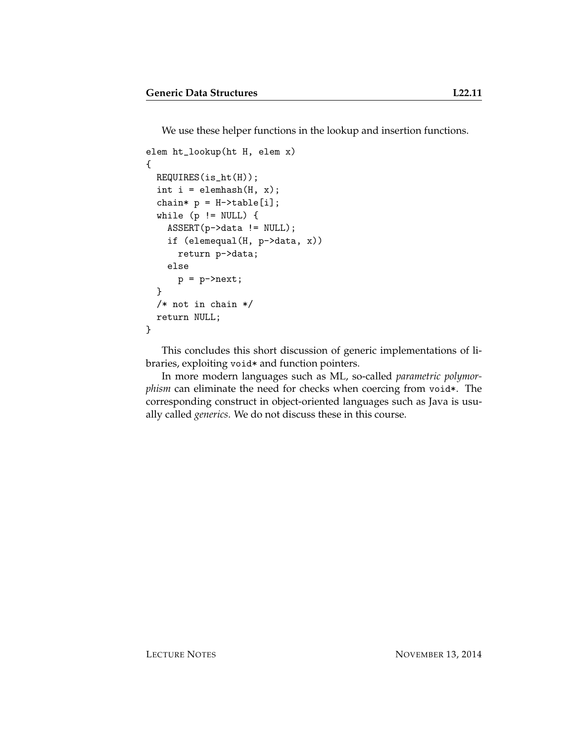We use these helper functions in the lookup and insertion functions.

```
elem ht_lookup(ht H, elem x)
{
  REQUIRES(is_ht(H));
  int i = elemhash(H, x);
  chain* p = H->table[i];
  while (p != NULL) {
    ASSERT(p->data != NULL);
    if (elemequal(H, p->data, x))
      return p->data;
    else
      p = p->next;
  }
  /* not in chain */
  return NULL;
}
```

This concludes this short discussion of generic implementations of libraries, exploiting `void*` and function pointers.

In more modern languages such as ML, so-called *parametric polymorphism* can eliminate the need for checks when coercing from `void*`. The corresponding construct in object-oriented languages such as Java is usually called *generics*. We do not discuss these in this course.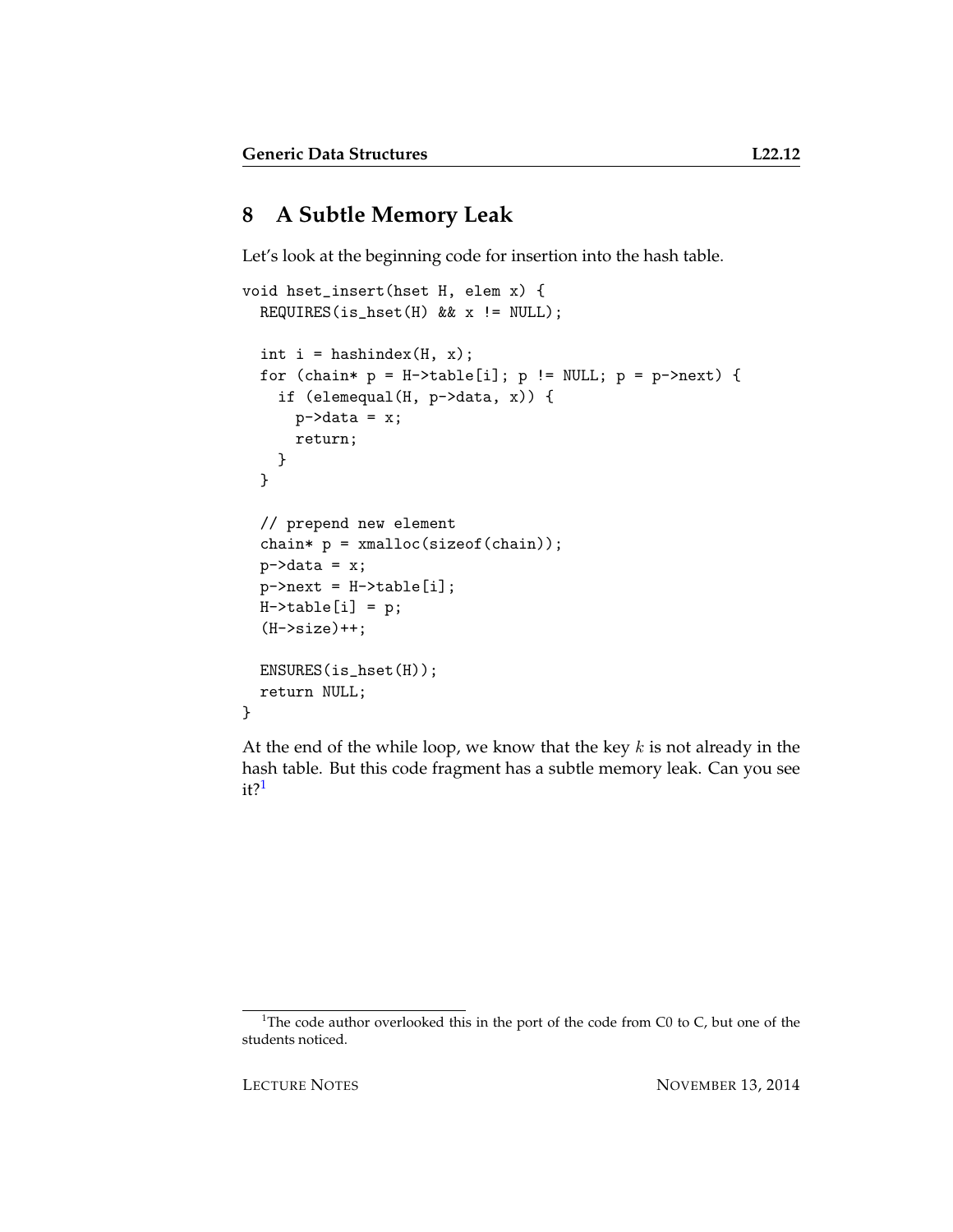## 8 A Subtle Memory Leak

Let's look at the beginning code for insertion into the hash table.

```
void hset_insert(hset H, elem x) {
  REQUIRES(is_hset(H) && x != NULL);

  int i = hashindex(H, x);
  for (chain* p = H->table[i]; p != NULL; p = p->next) {
    if (elemequal(H, p->data, x)) {
      p->data = x;
      return;
    }
  }

  // prepend new element
  chain* p = xmalloc(sizeof(chain));
  p->data = x;
  p->next = H->table[i];
  H->table[i] = p;
  (H->size)++;

  ENSURES(is_hset(H));
  return NULL;
}
```

At the end of the while loop, we know that the key $k$ is not already in the hash table. But this code fragment has a subtle memory leak. Can you see it?[1]

[1]The code author overlooked this in the port of the code from C0 to C, but one of the students noticed.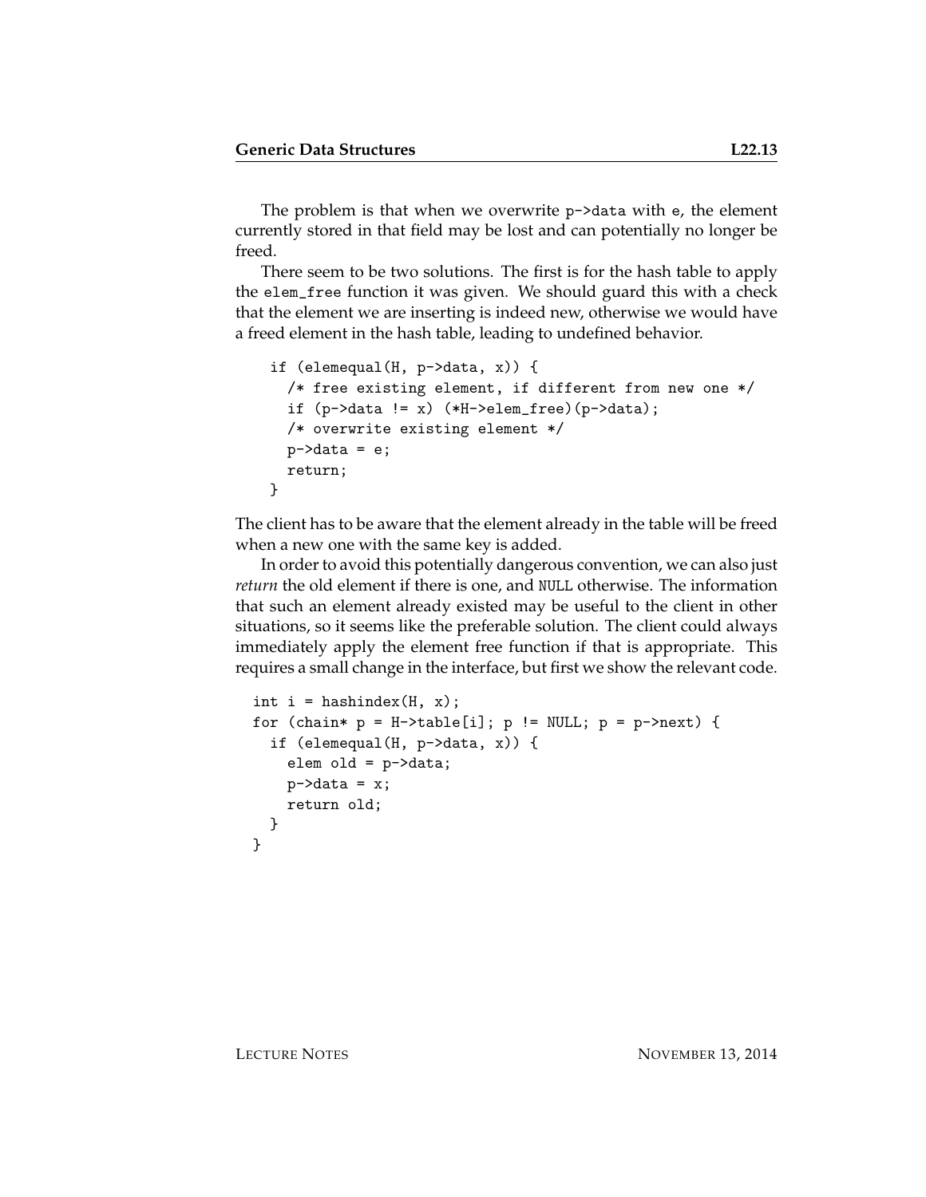The problem is that when we overwrite `p->data` with `e`, the element currently stored in that field may be lost and can potentially no longer be freed.

There seem to be two solutions. The first is for the hash table to apply the `elem_free` function it was given. We should guard this with a check that the element we are inserting is indeed new, otherwise we would have a freed element in the hash table, leading to undefined behavior.

```
if (elemequal(H, p->data, x)) {
  /* free existing element, if different from new one */
  if (p->data != x) (*H->elem_free)(p->data);
  /* overwrite existing element */
  p->data = e;
  return;
}
```

The client has to be aware that the element already in the table will be freed when a new one with the same key is added.

In order to avoid this potentially dangerous convention, we can also just *return* the old element if there is one, and `NULL` otherwise. The information that such an element already existed may be useful to the client in other situations, so it seems like the preferable solution. The client could always immediately apply the element free function if that is appropriate. This requires a small change in the interface, but first we show the relevant code.

```
int i = hashindex(H, x);
for (chain* p = H->table[i]; p != NULL; p = p->next) {
  if (elemequal(H, p->data, x)) {
    elem old = p->data;
    p->data = x;
    return old;
  }
}
```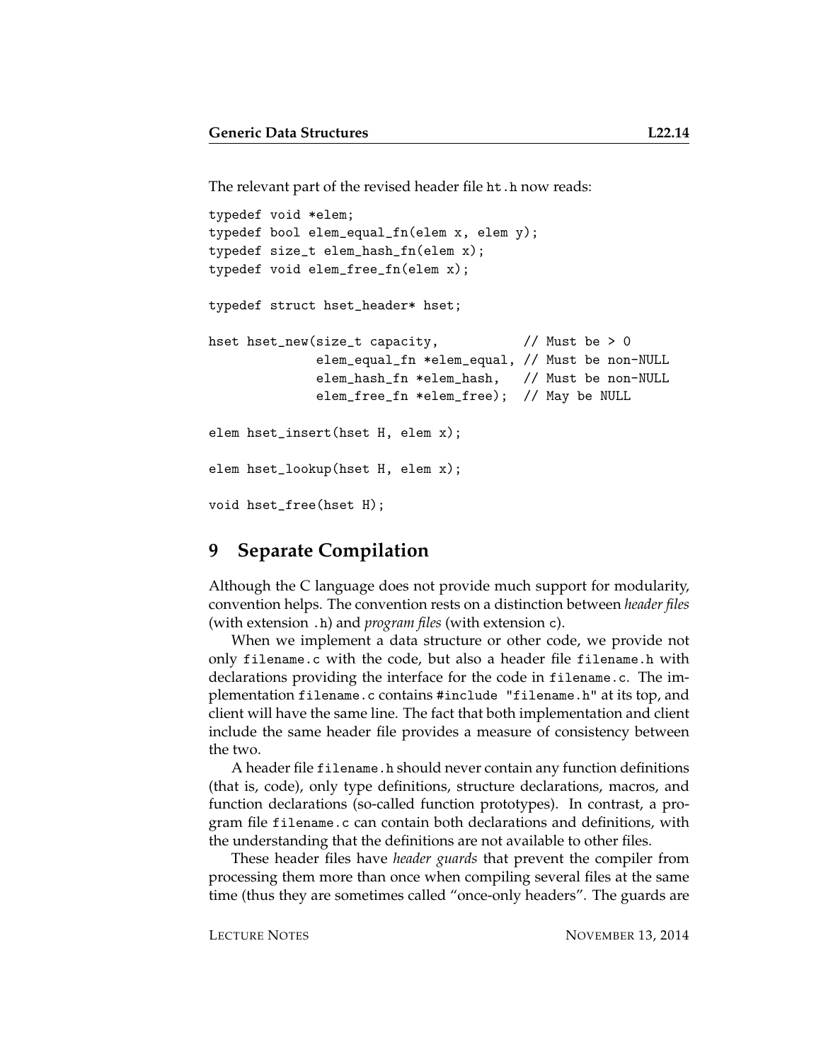The relevant part of the revised header file `ht.h` now reads:

```
typedef void *elem;
typedef bool elem_equal_fn(elem x, elem y);
typedef size_t elem_hash_fn(elem x);
typedef void elem_free_fn(elem x);

typedef struct hset_header* hset;

hset hset_new(size_t capacity,           // Must be > 0
              elem_equal_fn *elem_equal, // Must be non-NULL
              elem_hash_fn *elem_hash,   // Must be non-NULL
              elem_free_fn *elem_free);  // May be NULL

elem hset_insert(hset H, elem x);

elem hset_lookup(hset H, elem x);

void hset_free(hset H);
```

## 9 Separate Compilation

Although the C language does not provide much support for modularity, convention helps. The convention rests on a distinction between *header files* (with extension `.h`) and *program files* (with extension `c`).

When we implement a data structure or other code, we provide not only `filename.c` with the code, but also a header file `filename.h` with declarations providing the interface for the code in `filename.c`. The implementation `filename.c` contains `#include "filename.h"` at its top, and client will have the same line. The fact that both implementation and client include the same header file provides a measure of consistency between the two.

A header file `filename.h` should never contain any function definitions (that is, code), only type definitions, structure declarations, macros, and function declarations (so-called function prototypes). In contrast, a program file `filename.c` can contain both declarations and definitions, with the understanding that the definitions are not available to other files.

These header files have *header guards* that prevent the compiler from processing them more than once when compiling several files at the same time (thus they are sometimes called "once-only headers". The guards are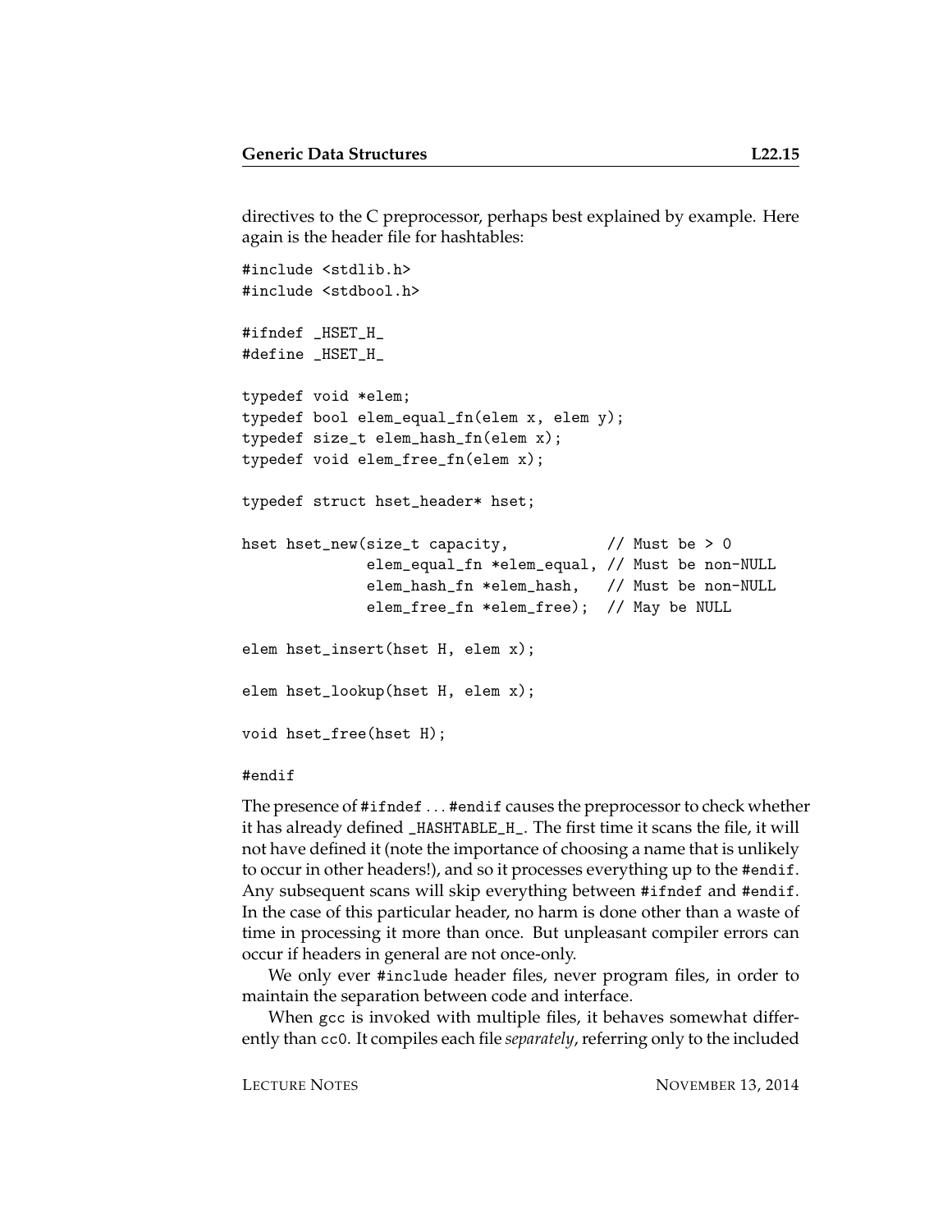directives to the C preprocessor, perhaps best explained by example. Here again is the header file for hashtables:

```
#include <stdlib.h>
#include <stdbool.h>

#ifndef _HSET_H_
#define _HSET_H_

typedef void *elem;
typedef bool elem_equal_fn(elem x, elem y);
typedef size_t elem_hash_fn(elem x);
typedef void elem_free_fn(elem x);

typedef struct hset_header* hset;

hset hset_new(size_t capacity,           // Must be > 0
              elem_equal_fn *elem_equal, // Must be non-NULL
              elem_hash_fn *elem_hash,   // Must be non-NULL
              elem_free_fn *elem_free);  // May be NULL

elem hset_insert(hset H, elem x);

elem hset_lookup(hset H, elem x);

void hset_free(hset H);

#endif
```

The presence of `#ifndef` ... `#endif` causes the preprocessor to check whether it has already defined `_HASHTABLE_H_`. The first time it scans the file, it will not have defined it (note the importance of choosing a name that is unlikely to occur in other headers!), and so it processes everything up to the `#endif`. Any subsequent scans will skip everything between `#ifndef` and `#endif`. In the case of this particular header, no harm is done other than a waste of time in processing it more than once. But unpleasant compiler errors can occur if headers in general are not once-only.

We only ever `#include` header files, never program files, in order to maintain the separation between code and interface.

When `gcc` is invoked with multiple files, it behaves somewhat differently than `cc0`. It compiles each file *separately*, referring only to the included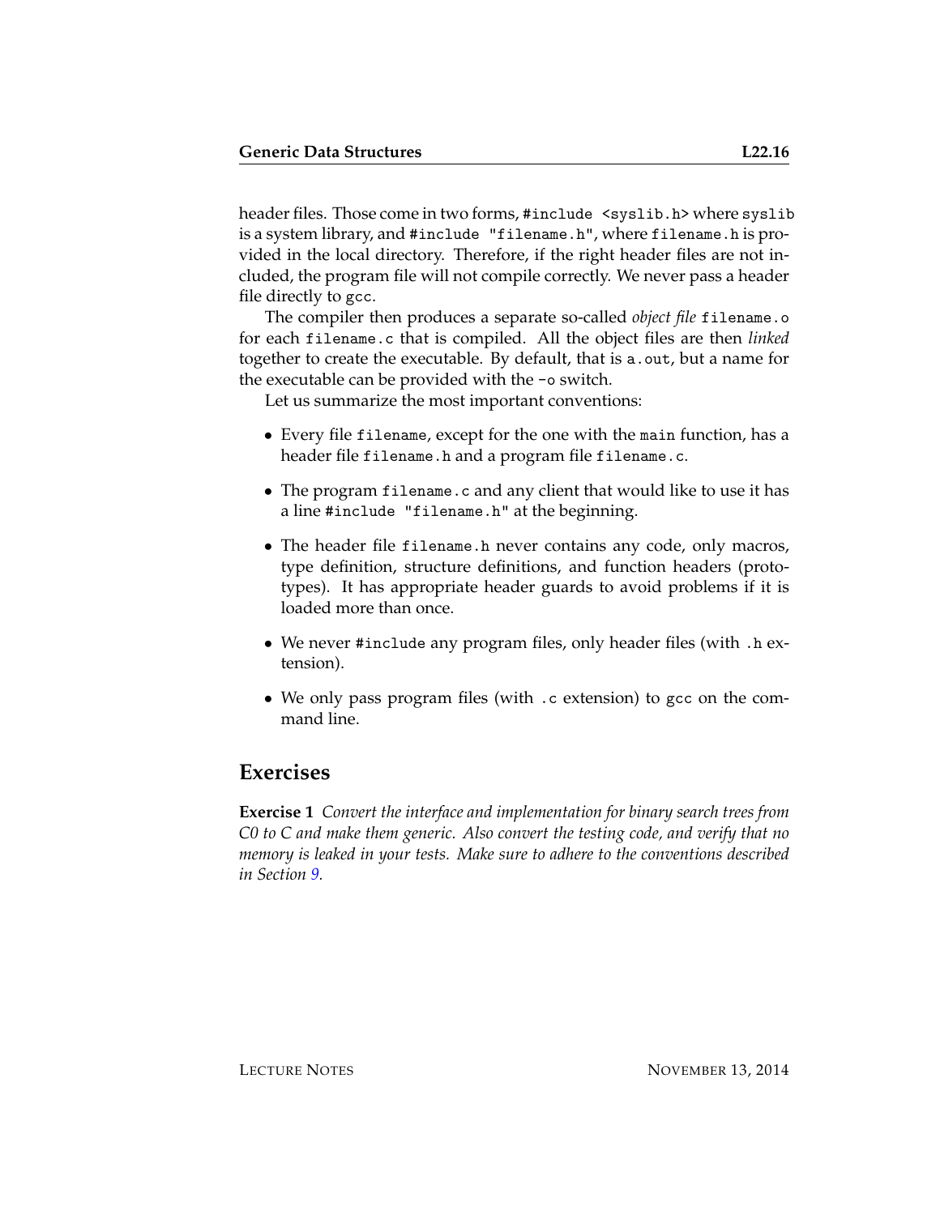header files. Those come in two forms, `#include <syslib.h>` where `syslib` is a system library, and `#include "filename.h"`, where `filename.h` is provided in the local directory. Therefore, if the right header files are not included, the program file will not compile correctly. We never pass a header file directly to `gcc`.

The compiler then produces a separate so-called *object file* `filename.o` for each `filename.c` that is compiled. All the object files are then *linked* together to create the executable. By default, that is `a.out`, but a name for the executable can be provided with the `-o` switch.

Let us summarize the most important conventions:

- Every file `filename`, except for the one with the `main` function, has a header file `filename.h` and a program file `filename.c`.
- The program `filename.c` and any client that would like to use it has a line `#include "filename.h"` at the beginning.
- The header file `filename.h` never contains any code, only macros, type definition, structure definitions, and function headers (prototypes). It has appropriate header guards to avoid problems if it is loaded more than once.
- We never `#include` any program files, only header files (with `.h` extension).
- We only pass program files (with `.c` extension) to `gcc` on the command line.

## Exercises

**Exercise 1** *Convert the interface and implementation for binary search trees from C0 to C and make them generic. Also convert the testing code, and verify that no memory is leaked in your tests. Make sure to adhere to the conventions described in Section 9.*